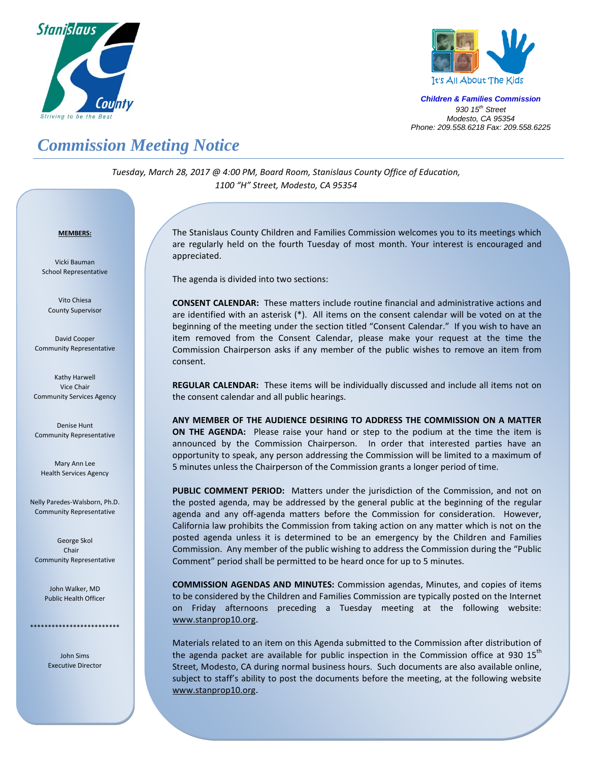Stanislaus County
Striving to be the Best

It's All About The Kids

***Children & Families Commission***
*930 15th Street*
*Modesto, CA 95354*
*Phone: 209.558.6218 Fax: 209.558.6225*

# *Commission Meeting Notice*

*Tuesday, March 28, 2017 @ 4:00 PM, Board Room, Stanislaus County Office of Education, 1100 "H" Street, Modesto, CA 95354*

**MEMBERS:**

Vicki Bauman
School Representative

Vito Chiesa
County Supervisor

David Cooper
Community Representative

Kathy Harwell
Vice Chair
Community Services Agency

Denise Hunt
Community Representative

Mary Ann Lee
Health Services Agency

Nelly Paredes-Walsborn, Ph.D.
Community Representative

George Skol
Chair
Community Representative

John Walker, MD
Public Health Officer

*************************

John Sims
Executive Director

The Stanislaus County Children and Families Commission welcomes you to its meetings which are regularly held on the fourth Tuesday of most month. Your interest is encouraged and appreciated.

The agenda is divided into two sections:

**CONSENT CALENDAR:** These matters include routine financial and administrative actions and are identified with an asterisk (*). All items on the consent calendar will be voted on at the beginning of the meeting under the section titled "Consent Calendar." If you wish to have an item removed from the Consent Calendar, please make your request at the time the Commission Chairperson asks if any member of the public wishes to remove an item from consent.

**REGULAR CALENDAR:** These items will be individually discussed and include all items not on the consent calendar and all public hearings.

**ANY MEMBER OF THE AUDIENCE DESIRING TO ADDRESS THE COMMISSION ON A MATTER ON THE AGENDA:** Please raise your hand or step to the podium at the time the item is announced by the Commission Chairperson. In order that interested parties have an opportunity to speak, any person addressing the Commission will be limited to a maximum of 5 minutes unless the Chairperson of the Commission grants a longer period of time.

**PUBLIC COMMENT PERIOD:** Matters under the jurisdiction of the Commission, and not on the posted agenda, may be addressed by the general public at the beginning of the regular agenda and any off-agenda matters before the Commission for consideration. However, California law prohibits the Commission from taking action on any matter which is not on the posted agenda unless it is determined to be an emergency by the Children and Families Commission. Any member of the public wishing to address the Commission during the "Public Comment" period shall be permitted to be heard once for up to 5 minutes.

**COMMISSION AGENDAS AND MINUTES:** Commission agendas, Minutes, and copies of items to be considered by the Children and Families Commission are typically posted on the Internet on Friday afternoons preceding a Tuesday meeting at the following website: www.stanprop10.org.

Materials related to an item on this Agenda submitted to the Commission after distribution of the agenda packet are available for public inspection in the Commission office at 930 15th Street, Modesto, CA during normal business hours. Such documents are also available online, subject to staff's ability to post the documents before the meeting, at the following website www.stanprop10.org.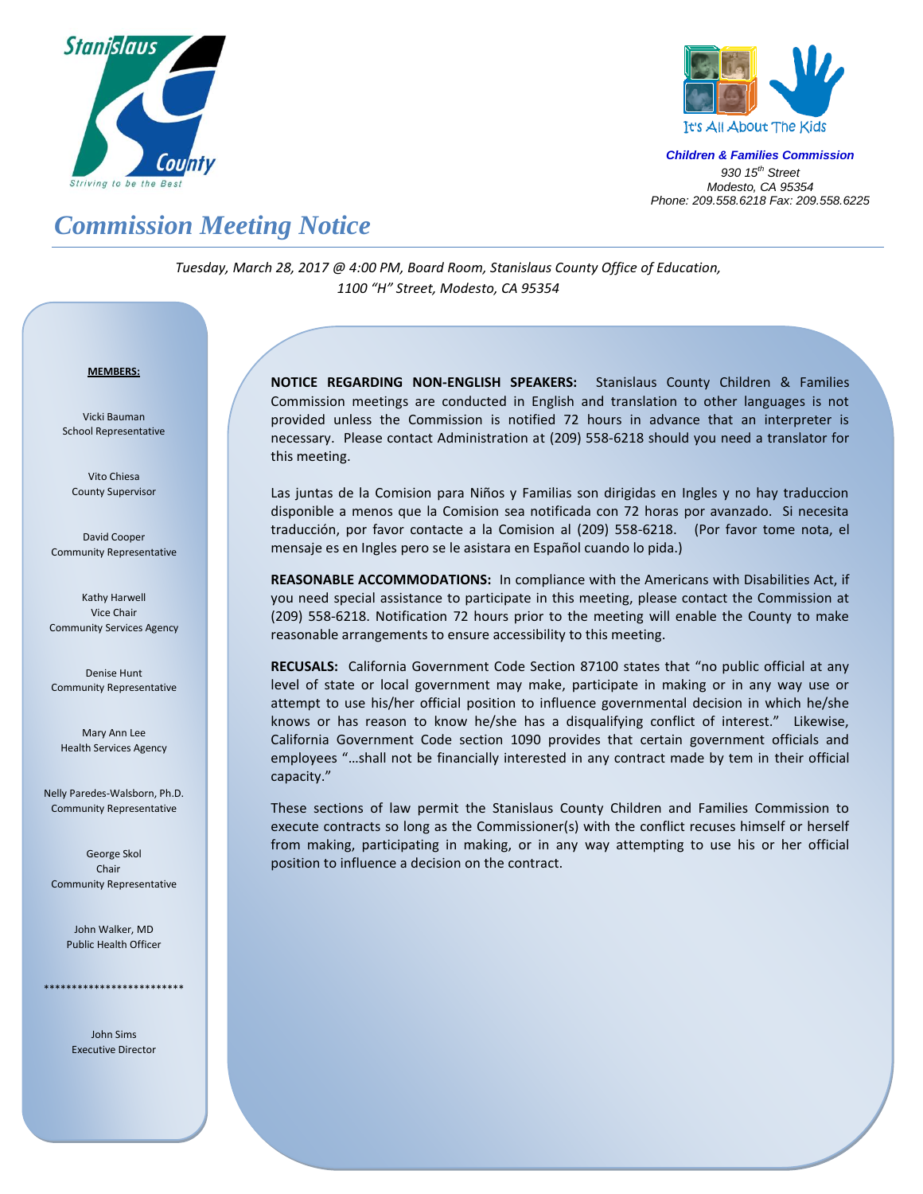Stanislaus County
Striving to be the Best

It's All About The Kids

***Children & Families Commission***
*930 15th Street*
*Modesto, CA 95354*
*Phone: 209.558.6218 Fax: 209.558.6225*

# *Commission Meeting Notice*

*Tuesday, March 28, 2017 @ 4:00 PM, Board Room, Stanislaus County Office of Education, 1100 "H" Street, Modesto, CA 95354*

**MEMBERS:**

Vicki Bauman
School Representative

Vito Chiesa
County Supervisor

David Cooper
Community Representative

Kathy Harwell
Vice Chair
Community Services Agency

Denise Hunt
Community Representative

Mary Ann Lee
Health Services Agency

Nelly Paredes-Walsborn, Ph.D.
Community Representative

George Skol
Chair
Community Representative

John Walker, MD
Public Health Officer

*************************

John Sims
Executive Director

**NOTICE REGARDING NON-ENGLISH SPEAKERS:** Stanislaus County Children & Families Commission meetings are conducted in English and translation to other languages is not provided unless the Commission is notified 72 hours in advance that an interpreter is necessary. Please contact Administration at (209) 558-6218 should you need a translator for this meeting.

Las juntas de la Comision para Niños y Familias son dirigidas en Ingles y no hay traduccion disponible a menos que la Comision sea notificada con 72 horas por avanzado. Si necesita traducción, por favor contacte a la Comision al (209) 558-6218. (Por favor tome nota, el mensaje es en Ingles pero se le asistara en Español cuando lo pida.)

**REASONABLE ACCOMMODATIONS:** In compliance with the Americans with Disabilities Act, if you need special assistance to participate in this meeting, please contact the Commission at (209) 558-6218. Notification 72 hours prior to the meeting will enable the County to make reasonable arrangements to ensure accessibility to this meeting.

**RECUSALS:** California Government Code Section 87100 states that "no public official at any level of state or local government may make, participate in making or in any way use or attempt to use his/her official position to influence governmental decision in which he/she knows or has reason to know he/she has a disqualifying conflict of interest." Likewise, California Government Code section 1090 provides that certain government officials and employees "…shall not be financially interested in any contract made by tem in their official capacity."

These sections of law permit the Stanislaus County Children and Families Commission to execute contracts so long as the Commissioner(s) with the conflict recuses himself or herself from making, participating in making, or in any way attempting to use his or her official position to influence a decision on the contract.